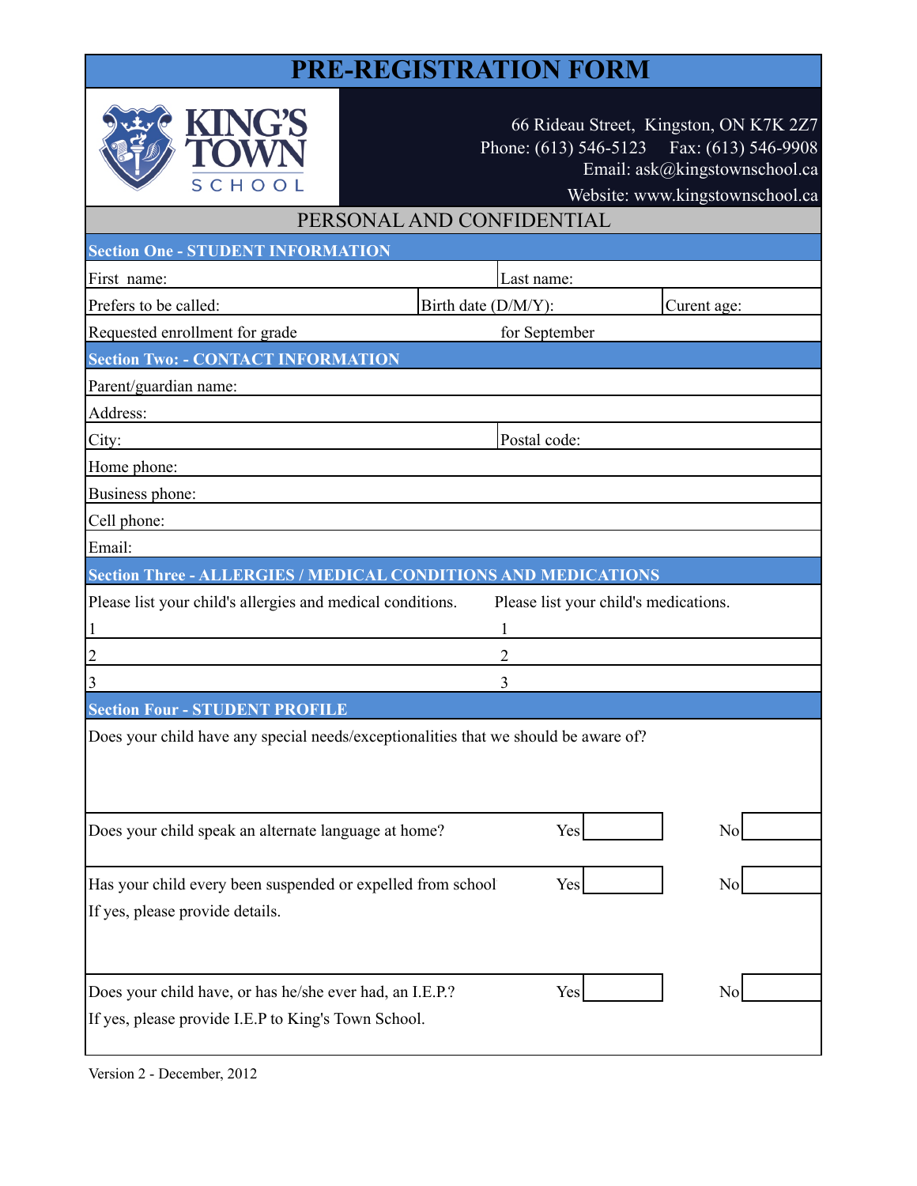# PRE-REGISTRATION FORM

**KING'S TOWN SCHOOL**

66 Rideau Street, Kingston, ON K7K 2Z7
Phone: (613) 546-5123 Fax: (613) 546-9908
Email: ask@kingstownschool.ca
Website: www.kingstownschool.ca

## PERSONAL AND CONFIDENTIAL

### Section One - STUDENT INFORMATION

| First name: | | Last name: |
|---|---|---|
| Prefers to be called: | Birth date (D/M/Y): | Curent age: |
| Requested enrollment for grade | for September | |

### Section Two: - CONTACT INFORMATION

| | |
|---|---|
| Parent/guardian name: | |
| Address: | |
| City: | Postal code: |
| Home phone: | |
| Business phone: | |
| Cell phone: | |
| Email: | |

### Section Three - ALLERGIES / MEDICAL CONDITIONS AND MEDICATIONS

| Please list your child's allergies and medical conditions. | Please list your child's medications. |
|---|---|
| 1 | 1 |
| 2 | 2 |
| 3 | 3 |

### Section Four - STUDENT PROFILE

Does your child have any special needs/exceptionalities that we should be aware of?

| | | | | |
|---|---|---|---|---|
| Does your child speak an alternate language at home? | Yes | | No | |
| Has your child every been suspended or expelled from school<br>If yes, please provide details. | Yes | | No | |
| Does your child have, or has he/she ever had, an I.E.P.?<br>If yes, please provide I.E.P to King's Town School. | Yes | | No | |

Version 2 - December, 2012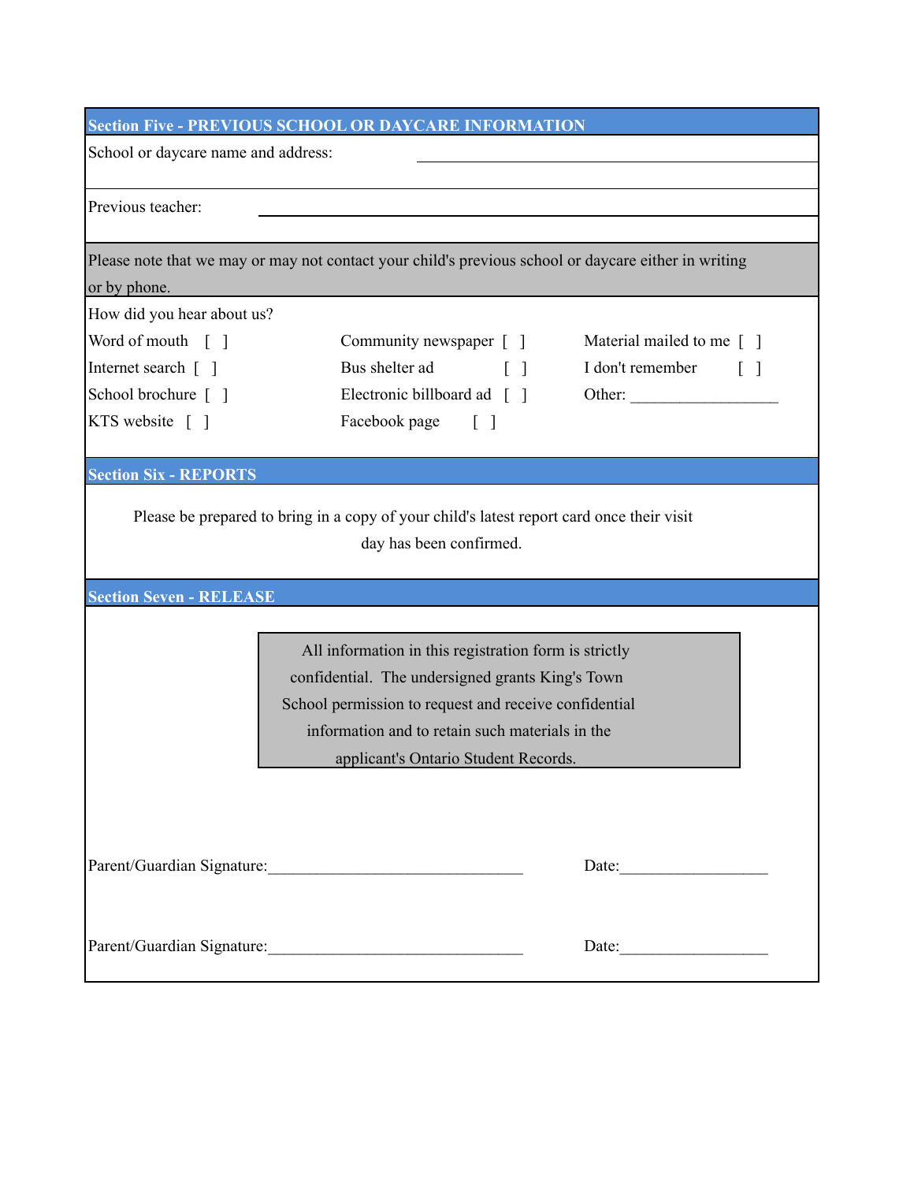## Section Five - PREVIOUS SCHOOL OR DAYCARE INFORMATION

School or daycare name and address: ______________________________

Previous teacher: ______________________________

Please note that we may or may not contact your child's previous school or daycare either in writing or by phone.

How did you hear about us?

| | | |
|---|---|---|
| Word of mouth [ ] | Community newspaper [ ] | Material mailed to me [ ] |
| Internet search [ ] | Bus shelter ad [ ] | I don't remember [ ] |
| School brochure [ ] | Electronic billboard ad [ ] | Other: __________________ |
| KTS website [ ] | Facebook page [ ] | |

## Section Six - REPORTS

Please be prepared to bring in a copy of your child's latest report card once their visit day has been confirmed.

## Section Seven - RELEASE

All information in this registration form is strictly confidential. The undersigned grants King's Town School permission to request and receive confidential information and to retain such materials in the applicant's Ontario Student Records.

Parent/Guardian Signature:________________________________ Date:__________________

Parent/Guardian Signature:________________________________ Date:__________________